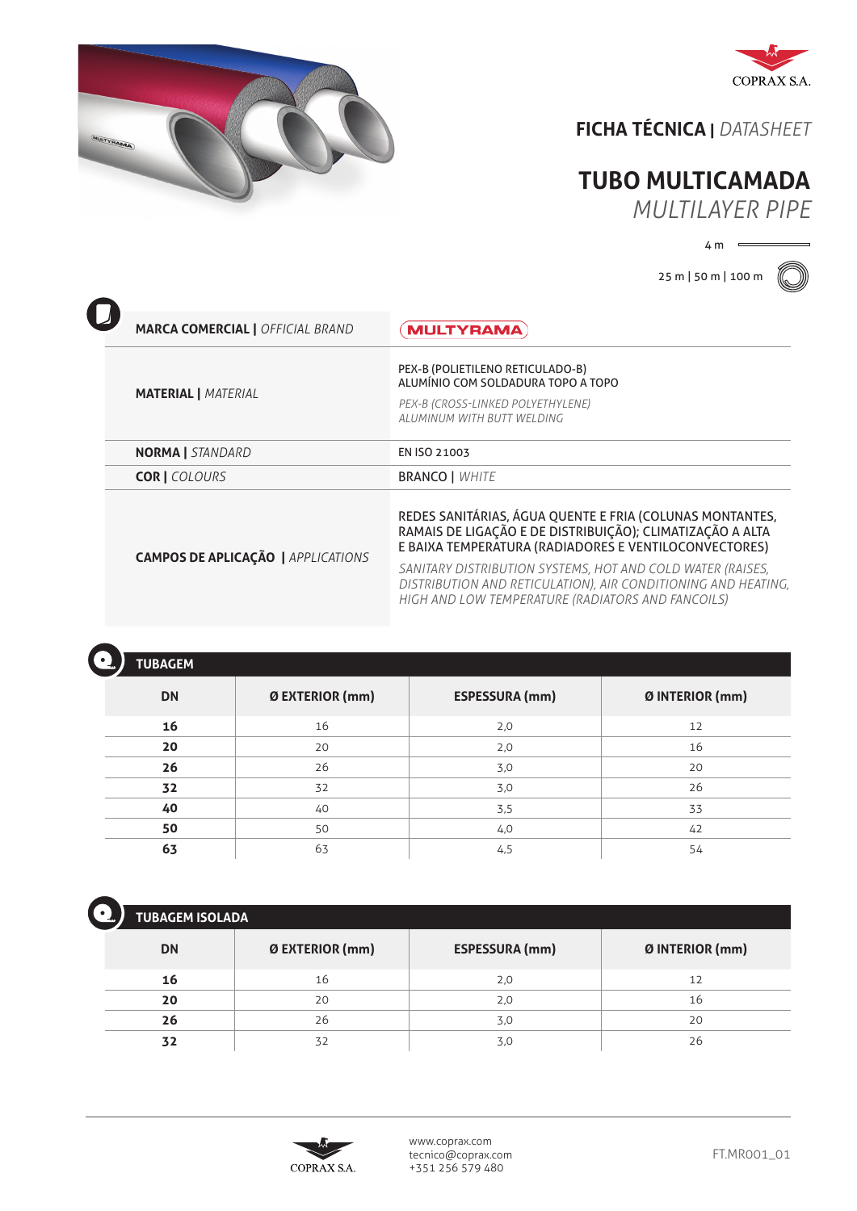COPRAX S.A.

## FICHA TÉCNICA | *DATASHEET*

# TUBO MULTICAMADA
*MULTILAYER PIPE*

4 m

25 m | 50 m | 100 m

| | |
|---|---|
| **MARCA COMERCIAL \|** *OFFICIAL BRAND* | MULTYRAMA |
| **MATERIAL \|** *MATERIAL* | PEX-B (POLIETILENO RETICULADO-B)<br>ALUMÍNIO COM SOLDADURA TOPO A TOPO<br>*PEX-B (CROSS-LINKED POLYETHYLENE)*<br>*ALUMINUM WITH BUTT WELDING* |
| **NORMA \|** *STANDARD* | EN ISO 21003 |
| **COR \|** *COLOURS* | BRANCO \| *WHITE* |
| **CAMPOS DE APLICAÇÃO \|** *APPLICATIONS* | REDES SANITÁRIAS, ÁGUA QUENTE E FRIA (COLUNAS MONTANTES, RAMAIS DE LIGAÇÃO E DE DISTRIBUIÇÃO); CLIMATIZAÇÃO A ALTA E BAIXA TEMPERATURA (RADIADORES E VENTILOCONVECTORES)<br>*SANITARY DISTRIBUTION SYSTEMS, HOT AND COLD WATER (RAISES, DISTRIBUTION AND RETICULATION), AIR CONDITIONING AND HEATING, HIGH AND LOW TEMPERATURE (RADIATORS AND FANCOILS)* |

### TUBAGEM

| DN | Ø EXTERIOR (mm) | ESPESSURA (mm) | Ø INTERIOR (mm) |
|---|---|---|---|
| **16** | 16 | 2,0 | 12 |
| **20** | 20 | 2,0 | 16 |
| **26** | 26 | 3,0 | 20 |
| **32** | 32 | 3,0 | 26 |
| **40** | 40 | 3,5 | 33 |
| **50** | 50 | 4,0 | 42 |
| **63** | 63 | 4,5 | 54 |

### TUBAGEM ISOLADA

| DN | Ø EXTERIOR (mm) | ESPESSURA (mm) | Ø INTERIOR (mm) |
|---|---|---|---|
| **16** | 16 | 2,0 | 12 |
| **20** | 20 | 2,0 | 16 |
| **26** | 26 | 3,0 | 20 |
| **32** | 32 | 3,0 | 26 |

COPRAX S.A.

www.coprax.com
tecnico@coprax.com
+351 256 579 480

FT.MR001_01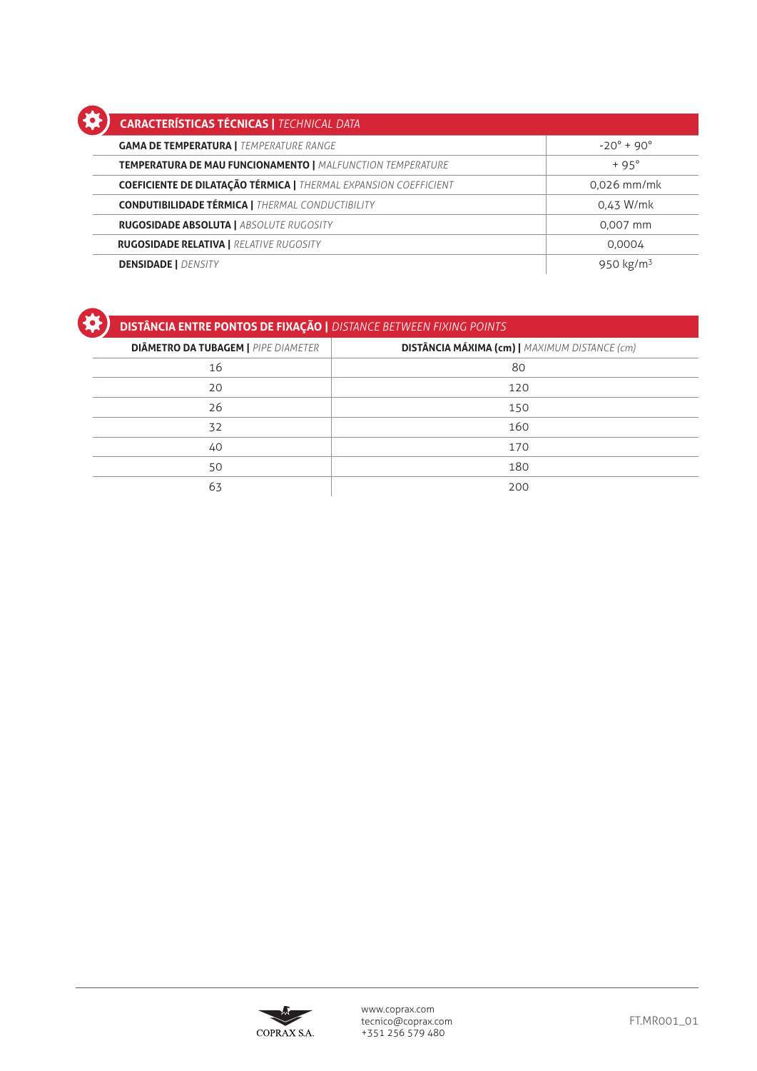## CARACTERÍSTICAS TÉCNICAS | *TECHNICAL DATA*

| | |
|---|---|
| **GAMA DE TEMPERATURA \|** *TEMPERATURE RANGE* | -20° + 90° |
| **TEMPERATURA DE MAU FUNCIONAMENTO \|** *MALFUNCTION TEMPERATURE* | + 95° |
| **COEFICIENTE DE DILATAÇÃO TÉRMICA \|** *THERMAL EXPANSION COEFFICIENT* | 0,026 mm/mk |
| **CONDUTIBILIDADE TÉRMICA \|** *THERMAL CONDUCTIBILITY* | 0,43 W/mk |
| **RUGOSIDADE ABSOLUTA \|** *ABSOLUTE RUGOSITY* | 0,007 mm |
| **RUGOSIDADE RELATIVA \|** *RELATIVE RUGOSITY* | 0,0004 |
| **DENSIDADE \|** *DENSITY* | 950 kg/m$^3$ |

## DISTÂNCIA ENTRE PONTOS DE FIXAÇÃO | *DISTANCE BETWEEN FIXING POINTS*

| **DIÂMETRO DA TUBAGEM \|** *PIPE DIAMETER* | **DISTÂNCIA MÁXIMA (cm) \|** *MAXIMUM DISTANCE (cm)* |
|---|---|
| 16 | 80 |
| 20 | 120 |
| 26 | 150 |
| 32 | 160 |
| 40 | 170 |
| 50 | 180 |
| 63 | 200 |

COPRAX S.A.

www.coprax.com
tecnico@coprax.com
+351 256 579 480

FT.MR001_01